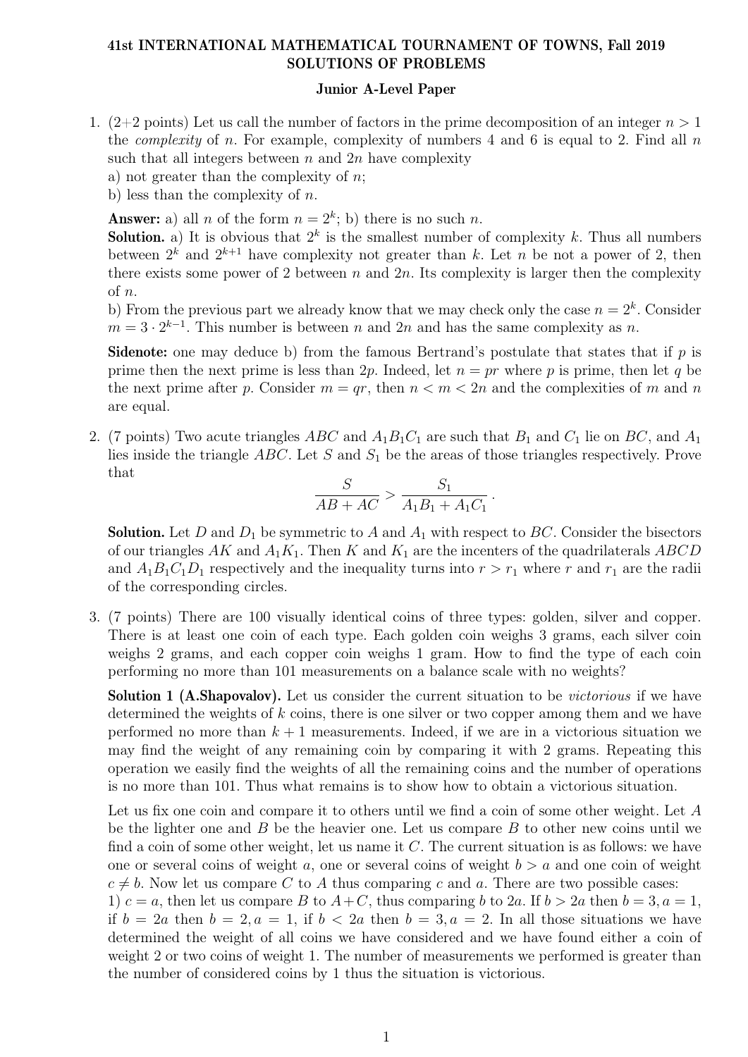# 41st INTERNATIONAL MATHEMATICAL TOURNAMENT OF TOWNS, Fall 2019
## SOLUTIONS OF PROBLEMS

### Junior A-Level Paper

1. (2+2 points) Let us call the number of factors in the prime decomposition of an integer $n > 1$ the *complexity* of $n$. For example, complexity of numbers 4 and 6 is equal to 2. Find all $n$ such that all integers between $n$ and $2n$ have complexity

   a) not greater than the complexity of $n$;

   b) less than the complexity of $n$.

   **Answer:** a) all $n$ of the form $n = 2^k$; b) there is no such $n$.

   **Solution.** a) It is obvious that $2^k$ is the smallest number of complexity $k$. Thus all numbers between $2^k$ and $2^{k+1}$ have complexity not greater than $k$. Let $n$ be not a power of 2, then there exists some power of 2 between $n$ and $2n$. Its complexity is larger then the complexity of $n$.

   b) From the previous part we already know that we may check only the case $n = 2^k$. Consider $m = 3 \cdot 2^{k-1}$. This number is between $n$ and $2n$ and has the same complexity as $n$.

   **Sidenote:** one may deduce b) from the famous Bertrand's postulate that states that if $p$ is prime then the next prime is less than $2p$. Indeed, let $n = pr$ where $p$ is prime, then let $q$ be the next prime after $p$. Consider $m = qr$, then $n < m < 2n$ and the complexities of $m$ and $n$ are equal.

2. (7 points) Two acute triangles $ABC$ and $A_1B_1C_1$ are such that $B_1$ and $C_1$ lie on $BC$, and $A_1$ lies inside the triangle $ABC$. Let $S$ and $S_1$ be the areas of those triangles respectively. Prove that

$$\frac{S}{AB + AC} > \frac{S_1}{A_1B_1 + A_1C_1}.$$

   **Solution.** Let $D$ and $D_1$ be symmetric to $A$ and $A_1$ with respect to $BC$. Consider the bisectors of our triangles $AK$ and $A_1K_1$. Then $K$ and $K_1$ are the incenters of the quadrilaterals $ABCD$ and $A_1B_1C_1D_1$ respectively and the inequality turns into $r > r_1$ where $r$ and $r_1$ are the radii of the corresponding circles.

3. (7 points) There are 100 visually identical coins of three types: golden, silver and copper. There is at least one coin of each type. Each golden coin weighs 3 grams, each silver coin weighs 2 grams, and each copper coin weighs 1 gram. How to find the type of each coin performing no more than 101 measurements on a balance scale with no weights?

   **Solution 1 (A.Shapovalov).** Let us consider the current situation to be *victorious* if we have determined the weights of $k$ coins, there is one silver or two copper among them and we have performed no more than $k + 1$ measurements. Indeed, if we are in a victorious situation we may find the weight of any remaining coin by comparing it with 2 grams. Repeating this operation we easily find the weights of all the remaining coins and the number of operations is no more than 101. Thus what remains is to show how to obtain a victorious situation.

   Let us fix one coin and compare it to others until we find a coin of some other weight. Let $A$ be the lighter one and $B$ be the heavier one. Let us compare $B$ to other new coins until we find a coin of some other weight, let us name it $C$. The current situation is as follows: we have one or several coins of weight $a$, one or several coins of weight $b > a$ and one coin of weight $c \neq b$. Now let us compare $C$ to $A$ thus comparing $c$ and $a$. There are two possible cases:

   1) $c = a$, then let us compare $B$ to $A+C$, thus comparing $b$ to $2a$. If $b > 2a$ then $b = 3, a = 1$, if $b = 2a$ then $b = 2, a = 1$, if $b < 2a$ then $b = 3, a = 2$. In all those situations we have determined the weight of all coins we have considered and we have found either a coin of weight 2 or two coins of weight 1. The number of measurements we performed is greater than the number of considered coins by 1 thus the situation is victorious.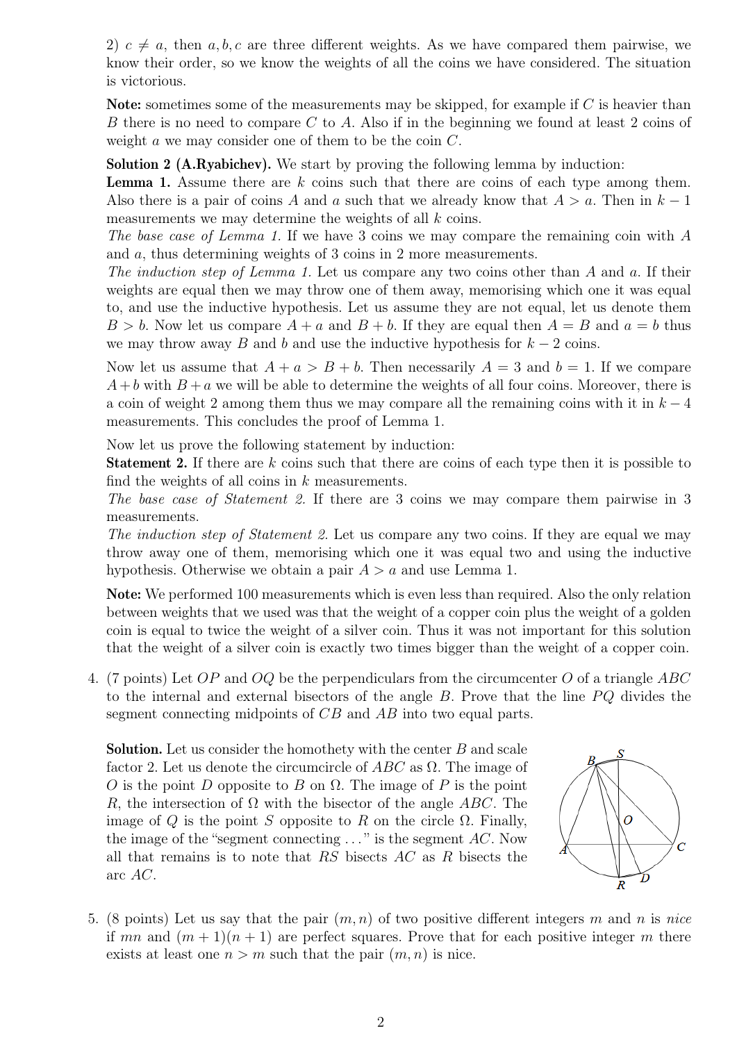2) $c \neq a$, then $a, b, c$ are three different weights. As we have compared them pairwise, we know their order, so we know the weights of all the coins we have considered. The situation is victorious.

**Note:** sometimes some of the measurements may be skipped, for example if $C$ is heavier than $B$ there is no need to compare $C$ to $A$. Also if in the beginning we found at least 2 coins of weight $a$ we may consider one of them to be the coin $C$.

**Solution 2 (A.Ryabichev).** We start by proving the following lemma by induction:

**Lemma 1.** Assume there are $k$ coins such that there are coins of each type among them. Also there is a pair of coins $A$ and $a$ such that we already know that $A > a$. Then in $k-1$ measurements we may determine the weights of all $k$ coins.

*The base case of Lemma 1.* If we have 3 coins we may compare the remaining coin with $A$ and $a$, thus determining weights of 3 coins in 2 more measurements.

*The induction step of Lemma 1.* Let us compare any two coins other than $A$ and $a$. If their weights are equal then we may throw one of them away, memorising which one it was equal to, and use the inductive hypothesis. Let us assume they are not equal, let us denote them $B > b$. Now let us compare $A + a$ and $B + b$. If they are equal then $A = B$ and $a = b$ thus we may throw away $B$ and $b$ and use the inductive hypothesis for $k - 2$ coins.

Now let us assume that $A + a > B + b$. Then necessarily $A = 3$ and $b = 1$. If we compare $A + b$ with $B + a$ we will be able to determine the weights of all four coins. Moreover, there is a coin of weight 2 among them thus we may compare all the remaining coins with it in $k - 4$ measurements. This concludes the proof of Lemma 1.

Now let us prove the following statement by induction:

**Statement 2.** If there are $k$ coins such that there are coins of each type then it is possible to find the weights of all coins in $k$ measurements.

*The base case of Statement 2.* If there are 3 coins we may compare them pairwise in 3 measurements.

*The induction step of Statement 2.* Let us compare any two coins. If they are equal we may throw away one of them, memorising which one it was equal two and using the inductive hypothesis. Otherwise we obtain a pair $A > a$ and use Lemma 1.

**Note:** We performed 100 measurements which is even less than required. Also the only relation between weights that we used was that the weight of a copper coin plus the weight of a golden coin is equal to twice the weight of a silver coin. Thus it was not important for this solution that the weight of a silver coin is exactly two times bigger than the weight of a copper coin.

4. (7 points) Let $OP$ and $OQ$ be the perpendiculars from the circumcenter $O$ of a triangle $ABC$ to the internal and external bisectors of the angle $B$. Prove that the line $PQ$ divides the segment connecting midpoints of $CB$ and $AB$ into two equal parts.

**Solution.** Let us consider the homothety with the center $B$ and scale factor 2. Let us denote the circumcircle of $ABC$ as $\Omega$. The image of $O$ is the point $D$ opposite to $B$ on $\Omega$. The image of $P$ is the point $R$, the intersection of $\Omega$ with the bisector of the angle $ABC$. The image of $Q$ is the point $S$ opposite to $R$ on the circle $\Omega$. Finally, the image of the "segment connecting ..." is the segment $AC$. Now all that remains is to note that $RS$ bisects $AC$ as $R$ bisects the arc $AC$.

5. (8 points) Let us say that the pair $(m, n)$ of two positive different integers $m$ and $n$ is *nice* if $mn$ and $(m + 1)(n + 1)$ are perfect squares. Prove that for each positive integer $m$ there exists at least one $n > m$ such that the pair $(m, n)$ is nice.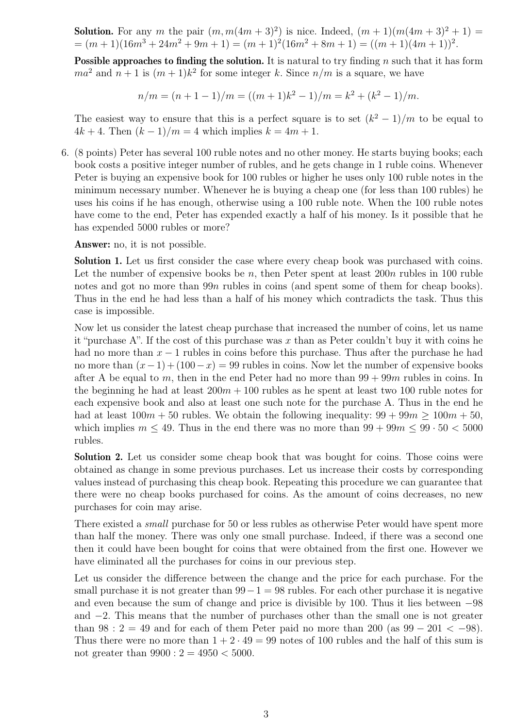**Solution.** For any $m$ the pair $(m, m(4m+3)^2)$ is nice. Indeed, $(m+1)(m(4m+3)^2+1) = (m+1)(16m^3+24m^2+9m+1) = (m+1)^2(16m^2+8m+1) = ((m+1)(4m+1))^2$.

**Possible approaches to finding the solution.** It is natural to try finding $n$ such that it has form $ma^2$ and $n+1$ is $(m+1)k^2$ for some integer $k$. Since $n/m$ is a square, we have

$$n/m = (n+1-1)/m = ((m+1)k^2-1)/m = k^2 + (k^2-1)/m.$$

The easiest way to ensure that this is a perfect square is to set $(k^2-1)/m$ to be equal to $4k+4$. Then $(k-1)/m = 4$ which implies $k = 4m+1$.

6. (8 points) Peter has several 100 ruble notes and no other money. He starts buying books; each book costs a positive integer number of rubles, and he gets change in 1 ruble coins. Whenever Peter is buying an expensive book for 100 rubles or higher he uses only 100 ruble notes in the minimum necessary number. Whenever he is buying a cheap one (for less than 100 rubles) he uses his coins if he has enough, otherwise using a 100 ruble note. When the 100 ruble notes have come to the end, Peter has expended exactly a half of his money. Is it possible that he has expended 5000 rubles or more?

**Answer:** no, it is not possible.

**Solution 1.** Let us first consider the case where every cheap book was purchased with coins. Let the number of expensive books be $n$, then Peter spent at least $200n$ rubles in 100 ruble notes and got no more than $99n$ rubles in coins (and spent some of them for cheap books). Thus in the end he had less than a half of his money which contradicts the task. Thus this case is impossible.

Now let us consider the latest cheap purchase that increased the number of coins, let us name it "purchase A". If the cost of this purchase was $x$ than as Peter couldn't buy it with coins he had no more than $x-1$ rubles in coins before this purchase. Thus after the purchase he had no more than $(x-1)+(100-x) = 99$ rubles in coins. Now let the number of expensive books after A be equal to $m$, then in the end Peter had no more than $99+99m$ rubles in coins. In the beginning he had at least $200m+100$ rubles as he spent at least two 100 ruble notes for each expensive book and also at least one such note for the purchase A. Thus in the end he had at least $100m+50$ rubles. We obtain the following inequality: $99+99m \geq 100m+50$, which implies $m \leq 49$. Thus in the end there was no more than $99+99m \leq 99 \cdot 50 < 5000$ rubles.

**Solution 2.** Let us consider some cheap book that was bought for coins. Those coins were obtained as change in some previous purchases. Let us increase their costs by corresponding values instead of purchasing this cheap book. Repeating this procedure we can guarantee that there were no cheap books purchased for coins. As the amount of coins decreases, no new purchases for coin may arise.

There existed a *small* purchase for 50 or less rubles as otherwise Peter would have spent more than half the money. There was only one small purchase. Indeed, if there was a second one then it could have been bought for coins that were obtained from the first one. However we have eliminated all the purchases for coins in our previous step.

Let us consider the difference between the change and the price for each purchase. For the small purchase it is not greater than $99-1 = 98$ rubles. For each other purchase it is negative and even because the sum of change and price is divisible by 100. Thus it lies between $-98$ and $-2$. This means that the number of purchases other than the small one is not greater than $98 : 2 = 49$ and for each of them Peter paid no more than 200 (as $99-201 < -98$). Thus there were no more than $1 + 2 \cdot 49 = 99$ notes of 100 rubles and the half of this sum is not greater than $9900 : 2 = 4950 < 5000$.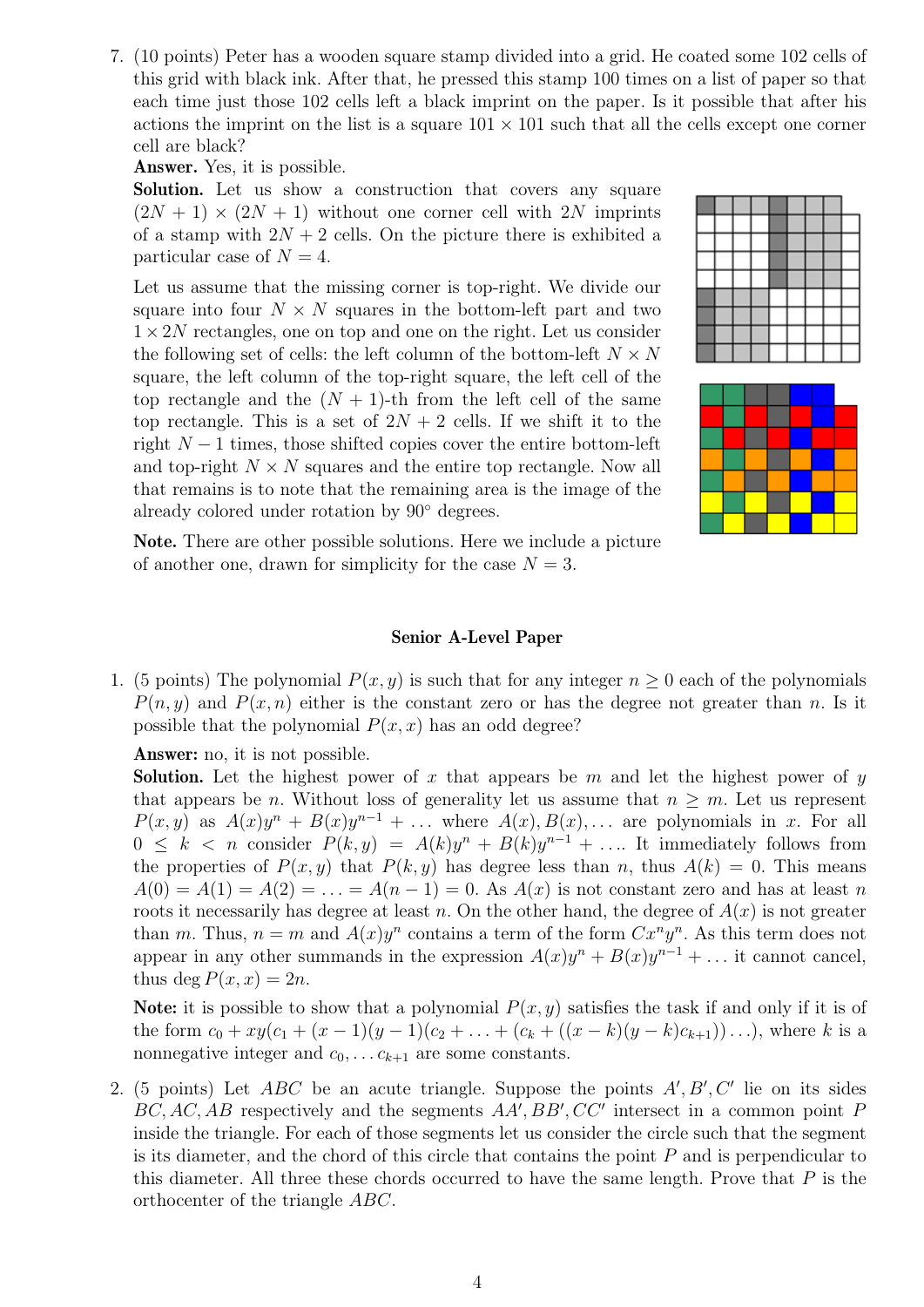7. (10 points) Peter has a wooden square stamp divided into a grid. He coated some 102 cells of this grid with black ink. After that, he pressed this stamp 100 times on a list of paper so that each time just those 102 cells left a black imprint on the paper. Is it possible that after his actions the imprint on the list is a square $101 \times 101$ such that all the cells except one corner cell are black?

**Answer.** Yes, it is possible.

**Solution.** Let us show a construction that covers any square $(2N+1) \times (2N+1)$ without one corner cell with $2N$ imprints of a stamp with $2N+2$ cells. On the picture there is exhibited a particular case of $N = 4$.

Let us assume that the missing corner is top-right. We divide our square into four $N \times N$ squares in the bottom-left part and two $1 \times 2N$ rectangles, one on top and one on the right. Let us consider the following set of cells: the left column of the bottom-left $N \times N$ square, the left column of the top-right square, the left cell of the top rectangle and the $(N+1)$-th from the left cell of the same top rectangle. This is a set of $2N+2$ cells. If we shift it to the right $N-1$ times, those shifted copies cover the entire bottom-left and top-right $N \times N$ squares and the entire top rectangle. Now all that remains is to note that the remaining area is the image of the already colored under rotation by $90^\circ$ degrees.

**Note.** There are other possible solutions. Here we include a picture of another one, drawn for simplicity for the case $N = 3$.

## Senior A-Level Paper

1. (5 points) The polynomial $P(x, y)$ is such that for any integer $n \geq 0$ each of the polynomials $P(n, y)$ and $P(x, n)$ either is the constant zero or has the degree not greater than $n$. Is it possible that the polynomial $P(x, x)$ has an odd degree?

**Answer:** no, it is not possible.

**Solution.** Let the highest power of $x$ that appears be $m$ and let the highest power of $y$ that appears be $n$. Without loss of generality let us assume that $n \geq m$. Let us represent $P(x, y)$ as $A(x)y^n + B(x)y^{n-1} + \ldots$ where $A(x), B(x), \ldots$ are polynomials in $x$. For all $0 \leq k < n$ consider $P(k, y) = A(k)y^n + B(k)y^{n-1} + \ldots$. It immediately follows from the properties of $P(x, y)$ that $P(k, y)$ has degree less than $n$, thus $A(k) = 0$. This means $A(0) = A(1) = A(2) = \ldots = A(n-1) = 0$. As $A(x)$ is not constant zero and has at least $n$ roots it necessarily has degree at least $n$. On the other hand, the degree of $A(x)$ is not greater than $m$. Thus, $n = m$ and $A(x)y^n$ contains a term of the form $Cx^ny^n$. As this term does not appear in any other summands in the expression $A(x)y^n + B(x)y^{n-1} + \ldots$ it cannot cancel, thus $\deg P(x, x) = 2n$.

**Note:** it is possible to show that a polynomial $P(x, y)$ satisfies the task if and only if it is of the form $c_0 + xy(c_1 + (x-1)(y-1)(c_2 + \ldots + (c_k + ((x-k)(y-k)c_{k+1}))\ldots)$, where $k$ is a nonnegative integer and $c_0, \ldots c_{k+1}$ are some constants.

2. (5 points) Let $ABC$ be an acute triangle. Suppose the points $A', B', C'$ lie on its sides $BC, AC, AB$ respectively and the segments $AA', BB', CC'$ intersect in a common point $P$ inside the triangle. For each of those segments let us consider the circle such that the segment is its diameter, and the chord of this circle that contains the point $P$ and is perpendicular to this diameter. All three these chords occurred to have the same length. Prove that $P$ is the orthocenter of the triangle $ABC$.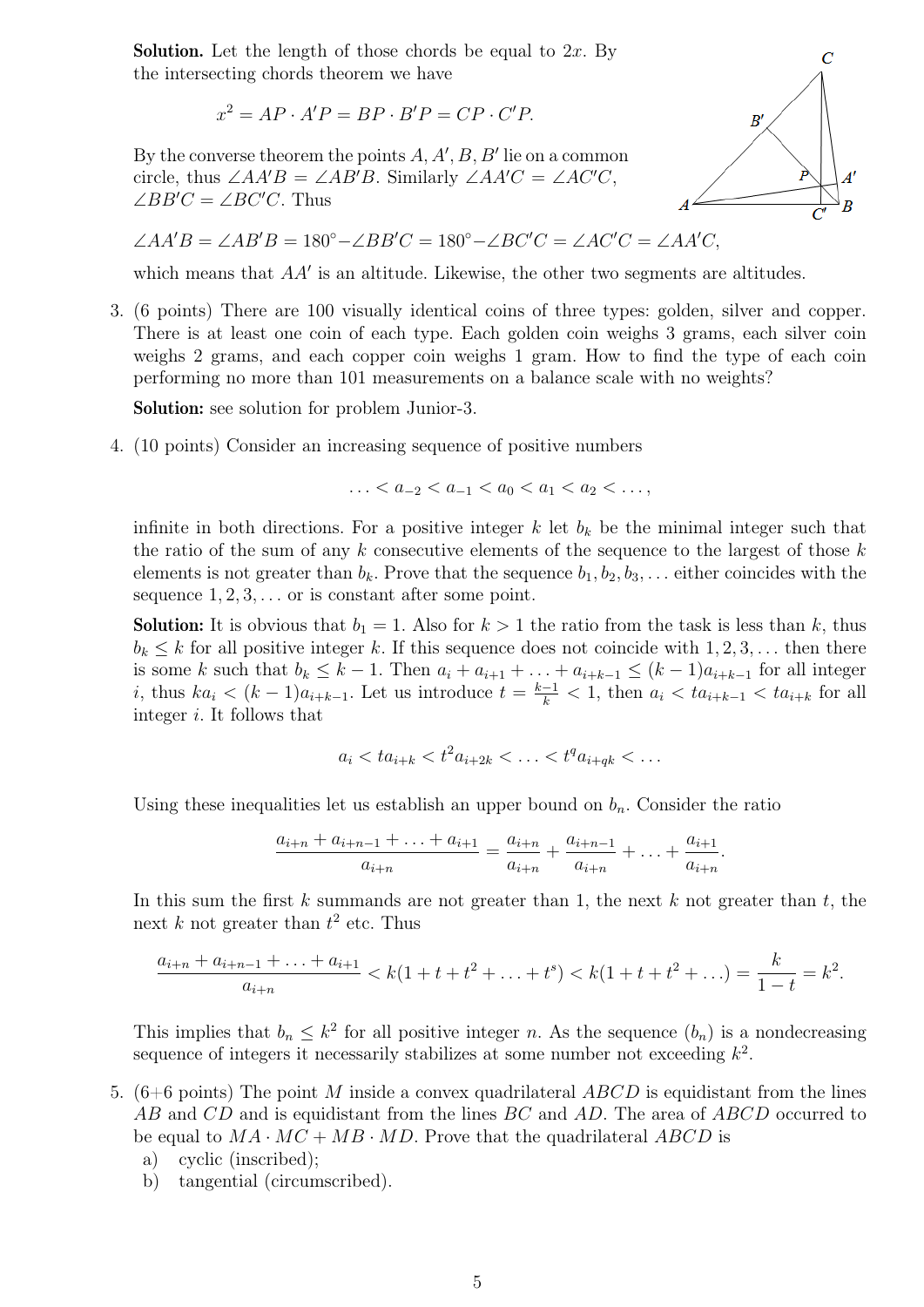**Solution.** Let the length of those chords be equal to $2x$. By the intersecting chords theorem we have

$$x^2 = AP \cdot A'P = BP \cdot B'P = CP \cdot C'P.$$

By the converse theorem the points $A, A', B, B'$ lie on a common circle, thus $\angle AA'B = \angle AB'B$. Similarly $\angle AA'C = \angle AC'C$, $\angle BB'C = \angle BC'C$. Thus

$$\angle AA'B = \angle AB'B = 180^\circ - \angle BB'C = 180^\circ - \angle BC'C = \angle AC'C = \angle AA'C,$$

which means that $AA'$ is an altitude. Likewise, the other two segments are altitudes.

3. (6 points) There are 100 visually identical coins of three types: golden, silver and copper. There is at least one coin of each type. Each golden coin weighs 3 grams, each silver coin weighs 2 grams, and each copper coin weighs 1 gram. How to find the type of each coin performing no more than 101 measurements on a balance scale with no weights?

**Solution:** see solution for problem Junior-3.

4. (10 points) Consider an increasing sequence of positive numbers

$$\ldots < a_{-2} < a_{-1} < a_0 < a_1 < a_2 < \ldots,$$

infinite in both directions. For a positive integer $k$ let $b_k$ be the minimal integer such that the ratio of the sum of any $k$ consecutive elements of the sequence to the largest of those $k$ elements is not greater than $b_k$. Prove that the sequence $b_1, b_2, b_3, \ldots$ either coincides with the sequence $1, 2, 3, \ldots$ or is constant after some point.

**Solution:** It is obvious that $b_1 = 1$. Also for $k > 1$ the ratio from the task is less than $k$, thus $b_k \leq k$ for all positive integer $k$. If this sequence does not coincide with $1, 2, 3, \ldots$ then there is some $k$ such that $b_k \leq k - 1$. Then $a_i + a_{i+1} + \ldots + a_{i+k-1} \leq (k-1)a_{i+k-1}$ for all integer $i$, thus $ka_i < (k-1)a_{i+k-1}$. Let us introduce $t = \frac{k-1}{k} < 1$, then $a_i < ta_{i+k-1} < ta_{i+k}$ for all integer $i$. It follows that

$$a_i < ta_{i+k} < t^2 a_{i+2k} < \ldots < t^q a_{i+qk} < \ldots$$

Using these inequalities let us establish an upper bound on $b_n$. Consider the ratio

$$\frac{a_{i+n} + a_{i+n-1} + \ldots + a_{i+1}}{a_{i+n}} = \frac{a_{i+n}}{a_{i+n}} + \frac{a_{i+n-1}}{a_{i+n}} + \ldots + \frac{a_{i+1}}{a_{i+n}}.$$

In this sum the first $k$ summands are not greater than 1, the next $k$ not greater than $t$, the next $k$ not greater than $t^2$ etc. Thus

$$\frac{a_{i+n} + a_{i+n-1} + \ldots + a_{i+1}}{a_{i+n}} < k(1 + t + t^2 + \ldots + t^s) < k(1 + t + t^2 + \ldots) = \frac{k}{1-t} = k^2.$$

This implies that $b_n \leq k^2$ for all positive integer $n$. As the sequence $(b_n)$ is a nondecreasing sequence of integers it necessarily stabilizes at some number not exceeding $k^2$.

5. (6+6 points) The point $M$ inside a convex quadrilateral $ABCD$ is equidistant from the lines $AB$ and $CD$ and is equidistant from the lines $BC$ and $AD$. The area of $ABCD$ occurred to be equal to $MA \cdot MC + MB \cdot MD$. Prove that the quadrilateral $ABCD$ is
   a) cyclic (inscribed);
   b) tangential (circumscribed).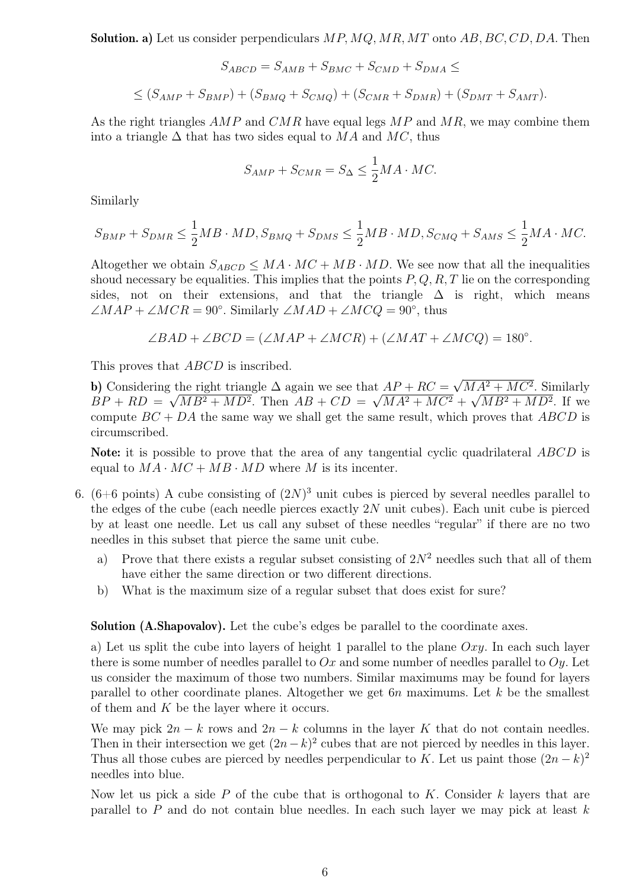**Solution. a)** Let us consider perpendiculars $MP, MQ, MR, MT$ onto $AB, BC, CD, DA$. Then

$$S_{ABCD} = S_{AMB} + S_{BMC} + S_{CMD} + S_{DMA} \leq$$

$$\leq (S_{AMP} + S_{BMP}) + (S_{BMQ} + S_{CMQ}) + (S_{CMR} + S_{DMR}) + (S_{DMT} + S_{AMT}).$$

As the right triangles $AMP$ and $CMR$ have equal legs $MP$ and $MR$, we may combine them into a triangle $\Delta$ that has two sides equal to $MA$ and $MC$, thus

$$S_{AMP} + S_{CMR} = S_\Delta \leq \frac{1}{2} MA \cdot MC.$$

Similarly

$$S_{BMP} + S_{DMR} \leq \frac{1}{2} MB \cdot MD, S_{BMQ} + S_{DMS} \leq \frac{1}{2} MB \cdot MD, S_{CMQ} + S_{AMS} \leq \frac{1}{2} MA \cdot MC.$$

Altogether we obtain $S_{ABCD} \leq MA \cdot MC + MB \cdot MD$. We see now that all the inequalities shoud necessary be equalities. This implies that the points $P, Q, R, T$ lie on the corresponding sides, not on their extensions, and that the triangle $\Delta$ is right, which means $\angle MAP + \angle MCR = 90°$. Similarly $\angle MAD + \angle MCQ = 90°$, thus

$$\angle BAD + \angle BCD = (\angle MAP + \angle MCR) + (\angle MAT + \angle MCQ) = 180°.$$

This proves that $ABCD$ is inscribed.

**b)** Considering the right triangle $\Delta$ again we see that $AP + RC = \sqrt{MA^2 + MC^2}$. Similarly $BP + RD = \sqrt{MB^2 + MD^2}$. Then $AB + CD = \sqrt{MA^2 + MC^2} + \sqrt{MB^2 + MD^2}$. If we compute $BC + DA$ the same way we shall get the same result, which proves that $ABCD$ is circumscribed.

**Note:** it is possible to prove that the area of any tangential cyclic quadrilateral $ABCD$ is equal to $MA \cdot MC + MB \cdot MD$ where $M$ is its incenter.

6. (6+6 points) A cube consisting of $(2N)^3$ unit cubes is pierced by several needles parallel to the edges of the cube (each needle pierces exactly $2N$ unit cubes). Each unit cube is pierced by at least one needle. Let us call any subset of these needles "regular" if there are no two needles in this subset that pierce the same unit cube.
   a) Prove that there exists a regular subset consisting of $2N^2$ needles such that all of them have either the same direction or two different directions.
   b) What is the maximum size of a regular subset that does exist for sure?

**Solution (A.Shapovalov).** Let the cube's edges be parallel to the coordinate axes.

a) Let us split the cube into layers of height 1 parallel to the plane $Oxy$. In each such layer there is some number of needles parallel to $Ox$ and some number of needles parallel to $Oy$. Let us consider the maximum of those two numbers. Similar maximums may be found for layers parallel to other coordinate planes. Altogether we get $6n$ maximums. Let $k$ be the smallest of them and $K$ be the layer where it occurs.

We may pick $2n - k$ rows and $2n - k$ columns in the layer $K$ that do not contain needles. Then in their intersection we get $(2n - k)^2$ cubes that are not pierced by needles in this layer. Thus all those cubes are pierced by needles perpendicular to $K$. Let us paint those $(2n - k)^2$ needles into blue.

Now let us pick a side $P$ of the cube that is orthogonal to $K$. Consider $k$ layers that are parallel to $P$ and do not contain blue needles. In each such layer we may pick at least $k$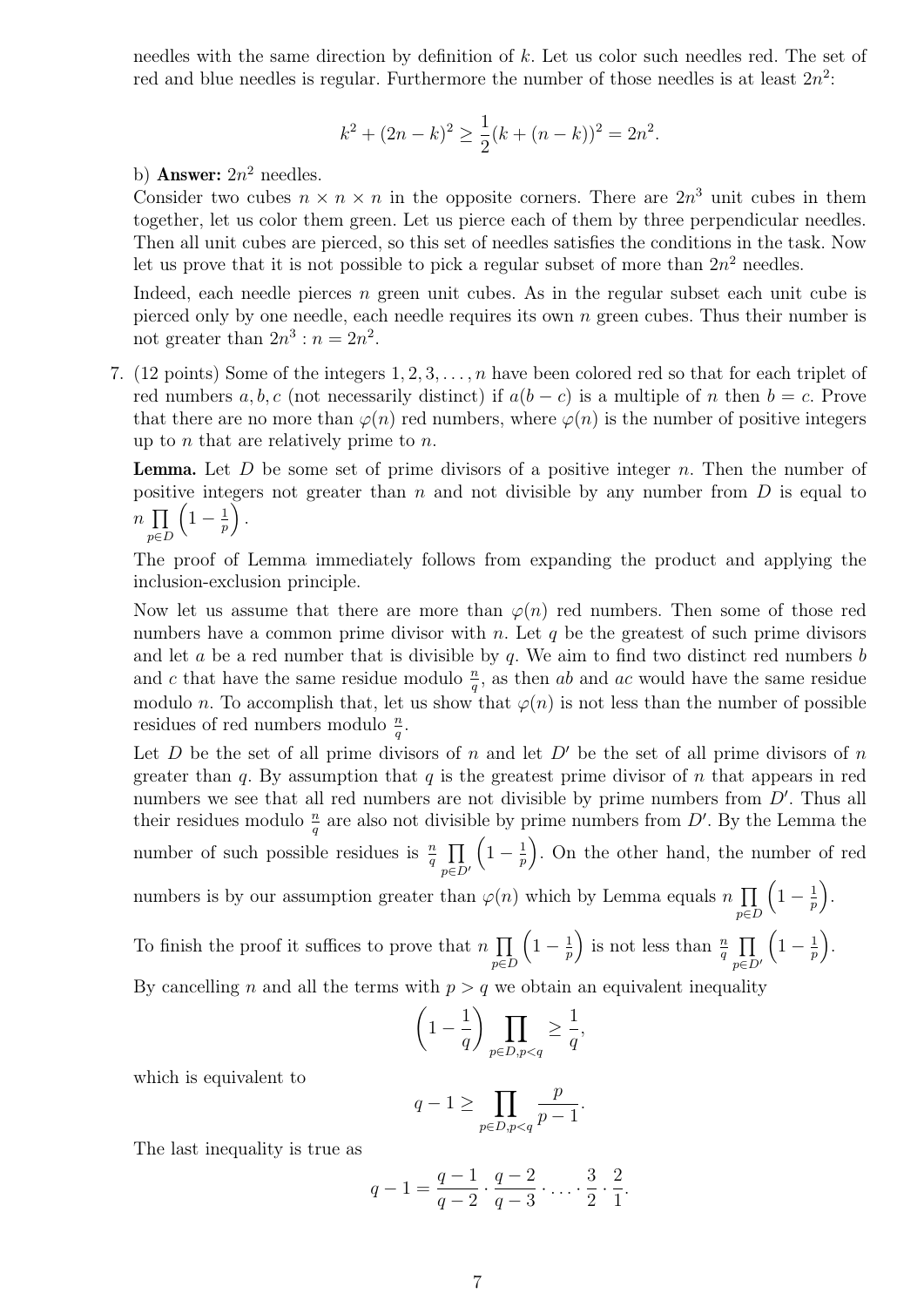needles with the same direction by definition of $k$. Let us color such needles red. The set of red and blue needles is regular. Furthermore the number of those needles is at least $2n^2$:

$$k^2 + (2n-k)^2 \geq \frac{1}{2}(k + (n-k))^2 = 2n^2.$$

b) **Answer:** $2n^2$ needles.

Consider two cubes $n \times n \times n$ in the opposite corners. There are $2n^3$ unit cubes in them together, let us color them green. Let us pierce each of them by three perpendicular needles. Then all unit cubes are pierced, so this set of needles satisfies the conditions in the task. Now let us prove that it is not possible to pick a regular subset of more than $2n^2$ needles.

Indeed, each needle pierces $n$ green unit cubes. As in the regular subset each unit cube is pierced only by one needle, each needle requires its own $n$ green cubes. Thus their number is not greater than $2n^3 : n = 2n^2$.

7. (12 points) Some of the integers $1, 2, 3, \ldots, n$ have been colored red so that for each triplet of red numbers $a, b, c$ (not necessarily distinct) if $a(b-c)$ is a multiple of $n$ then $b = c$. Prove that there are no more than $\varphi(n)$ red numbers, where $\varphi(n)$ is the number of positive integers up to $n$ that are relatively prime to $n$.

**Lemma.** Let $D$ be some set of prime divisors of a positive integer $n$. Then the number of positive integers not greater than $n$ and not divisible by any number from $D$ is equal to $n \prod\limits_{p \in D} \left(1 - \frac{1}{p}\right)$.

The proof of Lemma immediately follows from expanding the product and applying the inclusion-exclusion principle.

Now let us assume that there are more than $\varphi(n)$ red numbers. Then some of those red numbers have a common prime divisor with $n$. Let $q$ be the greatest of such prime divisors and let $a$ be a red number that is divisible by $q$. We aim to find two distinct red numbers $b$ and $c$ that have the same residue modulo $\frac{n}{q}$, as then $ab$ and $ac$ would have the same residue modulo $n$. To accomplish that, let us show that $\varphi(n)$ is not less than the number of possible residues of red numbers modulo $\frac{n}{q}$.

Let $D$ be the set of all prime divisors of $n$ and let $D'$ be the set of all prime divisors of $n$ greater than $q$. By assumption that $q$ is the greatest prime divisor of $n$ that appears in red numbers we see that all red numbers are not divisible by prime numbers from $D'$. Thus all their residues modulo $\frac{n}{q}$ are also not divisible by prime numbers from $D'$. By the Lemma the number of such possible residues is $\frac{n}{q} \prod\limits_{p \in D'} \left(1 - \frac{1}{p}\right)$. On the other hand, the number of red numbers is by our assumption greater than $\varphi(n)$ which by Lemma equals $n \prod\limits_{p \in D} \left(1 - \frac{1}{p}\right)$.

To finish the proof it suffices to prove that $n \prod\limits_{p \in D} \left(1 - \frac{1}{p}\right)$ is not less than $\frac{n}{q} \prod\limits_{p \in D'} \left(1 - \frac{1}{p}\right)$.

By cancelling $n$ and all the terms with $p > q$ we obtain an equivalent inequality

$$\left(1 - \frac{1}{q}\right) \prod_{p \in D, p < q} \geq \frac{1}{q},$$

which is equivalent to

$$q - 1 \geq \prod_{p \in D, p < q} \frac{p}{p-1}.$$

The last inequality is true as

$$q - 1 = \frac{q-1}{q-2} \cdot \frac{q-2}{q-3} \cdot \ldots \cdot \frac{3}{2} \cdot \frac{2}{1}.$$